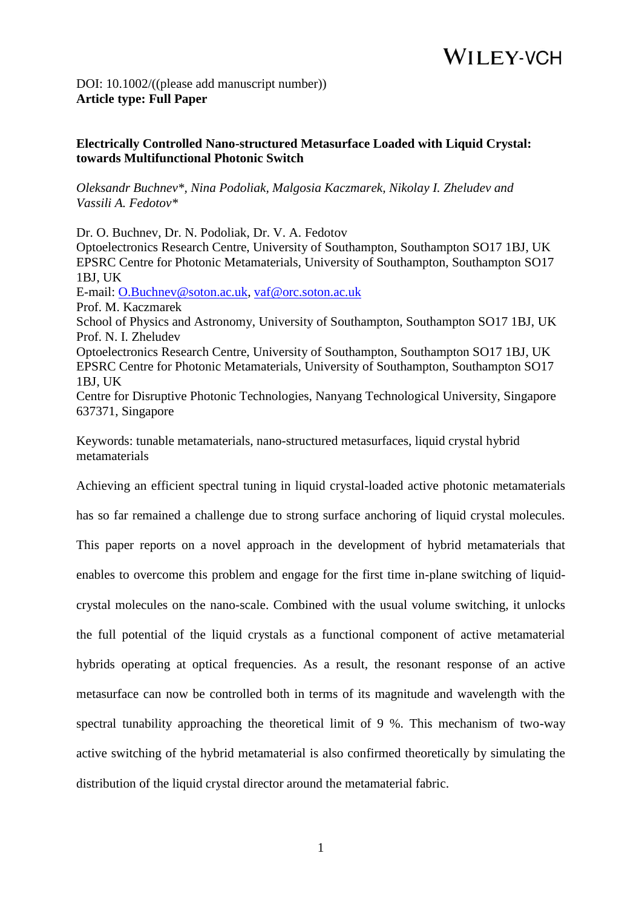DOI: 10.1002/((please add manuscript number))
**Article type: Full Paper**

# Electrically Controlled Nano-structured Metasurface Loaded with Liquid Crystal: towards Multifunctional Photonic Switch

*Oleksandr Buchnev\*, Nina Podoliak, Malgosia Kaczmarek, Nikolay I. Zheludev and Vassili A. Fedotov\**

Dr. O. Buchnev, Dr. N. Podoliak, Dr. V. A. Fedotov
Optoelectronics Research Centre, University of Southampton, Southampton SO17 1BJ, UK
EPSRC Centre for Photonic Metamaterials, University of Southampton, Southampton SO17 1BJ, UK
E-mail: O.Buchnev@soton.ac.uk, vaf@orc.soton.ac.uk
Prof. M. Kaczmarek
School of Physics and Astronomy, University of Southampton, Southampton SO17 1BJ, UK
Prof. N. I. Zheludev
Optoelectronics Research Centre, University of Southampton, Southampton SO17 1BJ, UK
EPSRC Centre for Photonic Metamaterials, University of Southampton, Southampton SO17 1BJ, UK
Centre for Disruptive Photonic Technologies, Nanyang Technological University, Singapore 637371, Singapore

Keywords: tunable metamaterials, nano-structured metasurfaces, liquid crystal hybrid metamaterials

Achieving an efficient spectral tuning in liquid crystal-loaded active photonic metamaterials has so far remained a challenge due to strong surface anchoring of liquid crystal molecules. This paper reports on a novel approach in the development of hybrid metamaterials that enables to overcome this problem and engage for the first time in-plane switching of liquid-crystal molecules on the nano-scale. Combined with the usual volume switching, it unlocks the full potential of the liquid crystals as a functional component of active metamaterial hybrids operating at optical frequencies. As a result, the resonant response of an active metasurface can now be controlled both in terms of its magnitude and wavelength with the spectral tunability approaching the theoretical limit of 9 %. This mechanism of two-way active switching of the hybrid metamaterial is also confirmed theoretically by simulating the distribution of the liquid crystal director around the metamaterial fabric.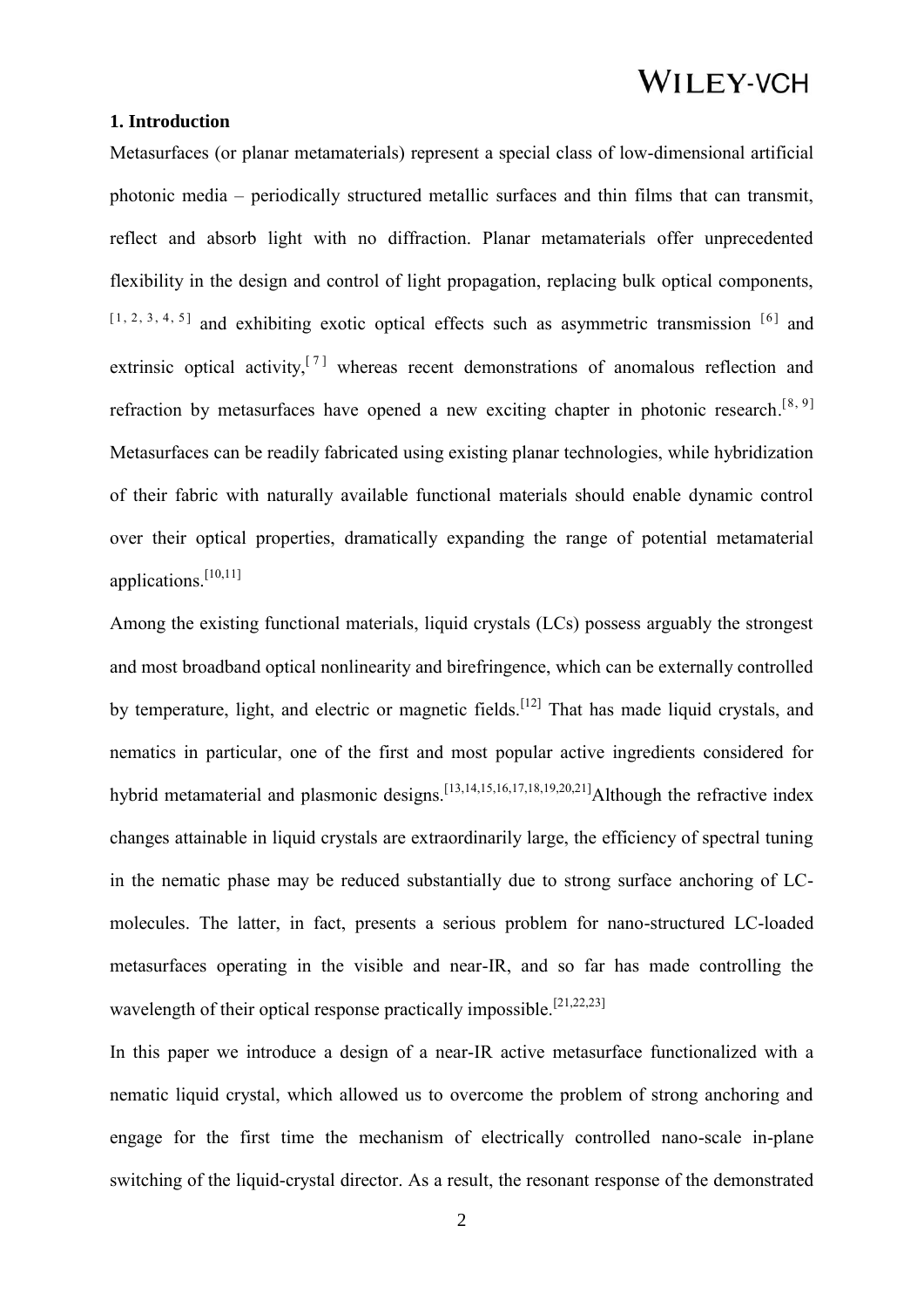### 1. Introduction

Metasurfaces (or planar metamaterials) represent a special class of low-dimensional artificial photonic media – periodically structured metallic surfaces and thin films that can transmit, reflect and absorb light with no diffraction. Planar metamaterials offer unprecedented flexibility in the design and control of light propagation, replacing bulk optical components,[1, 2, 3, 4, 5] and exhibiting exotic optical effects such as asymmetric transmission [6] and extrinsic optical activity,[7] whereas recent demonstrations of anomalous reflection and refraction by metasurfaces have opened a new exciting chapter in photonic research.[8, 9] Metasurfaces can be readily fabricated using existing planar technologies, while hybridization of their fabric with naturally available functional materials should enable dynamic control over their optical properties, dramatically expanding the range of potential metamaterial applications.[10,11]

Among the existing functional materials, liquid crystals (LCs) possess arguably the strongest and most broadband optical nonlinearity and birefringence, which can be externally controlled by temperature, light, and electric or magnetic fields.[12] That has made liquid crystals, and nematics in particular, one of the first and most popular active ingredients considered for hybrid metamaterial and plasmonic designs.[13,14,15,16,17,18,19,20,21]Although the refractive index changes attainable in liquid crystals are extraordinarily large, the efficiency of spectral tuning in the nematic phase may be reduced substantially due to strong surface anchoring of LC-molecules. The latter, in fact, presents a serious problem for nano-structured LC-loaded metasurfaces operating in the visible and near-IR, and so far has made controlling the wavelength of their optical response practically impossible.[21,22,23]

In this paper we introduce a design of a near-IR active metasurface functionalized with a nematic liquid crystal, which allowed us to overcome the problem of strong anchoring and engage for the first time the mechanism of electrically controlled nano-scale in-plane switching of the liquid-crystal director. As a result, the resonant response of the demonstrated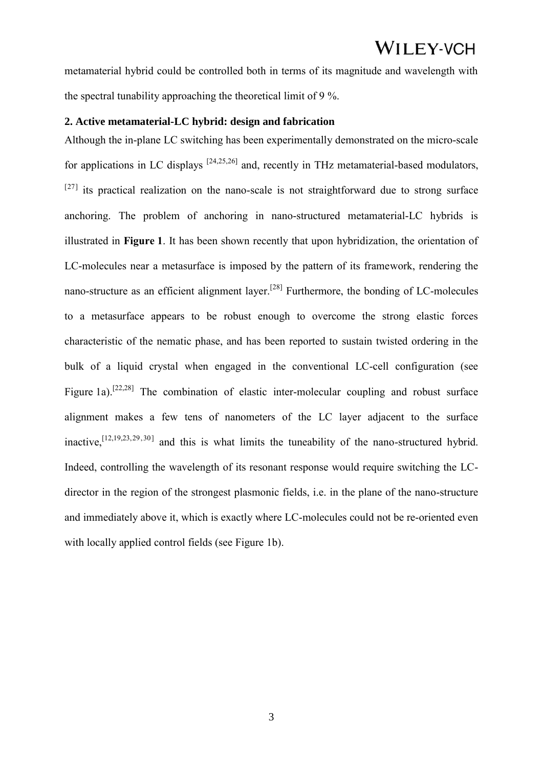metamaterial hybrid could be controlled both in terms of its magnitude and wavelength with the spectral tunability approaching the theoretical limit of 9 %.

## 2. Active metamaterial-LC hybrid: design and fabrication

Although the in-plane LC switching has been experimentally demonstrated on the micro-scale for applications in LC displays [24,25,26] and, recently in THz metamaterial-based modulators, [27] its practical realization on the nano-scale is not straightforward due to strong surface anchoring. The problem of anchoring in nano-structured metamaterial-LC hybrids is illustrated in **Figure 1**. It has been shown recently that upon hybridization, the orientation of LC-molecules near a metasurface is imposed by the pattern of its framework, rendering the nano-structure as an efficient alignment layer.[28] Furthermore, the bonding of LC-molecules to a metasurface appears to be robust enough to overcome the strong elastic forces characteristic of the nematic phase, and has been reported to sustain twisted ordering in the bulk of a liquid crystal when engaged in the conventional LC-cell configuration (see Figure 1a).[22,28] The combination of elastic inter-molecular coupling and robust surface alignment makes a few tens of nanometers of the LC layer adjacent to the surface inactive,[12,19,23,29,30] and this is what limits the tuneability of the nano-structured hybrid. Indeed, controlling the wavelength of its resonant response would require switching the LC-director in the region of the strongest plasmonic fields, i.e. in the plane of the nano-structure and immediately above it, which is exactly where LC-molecules could not be re-oriented even with locally applied control fields (see Figure 1b).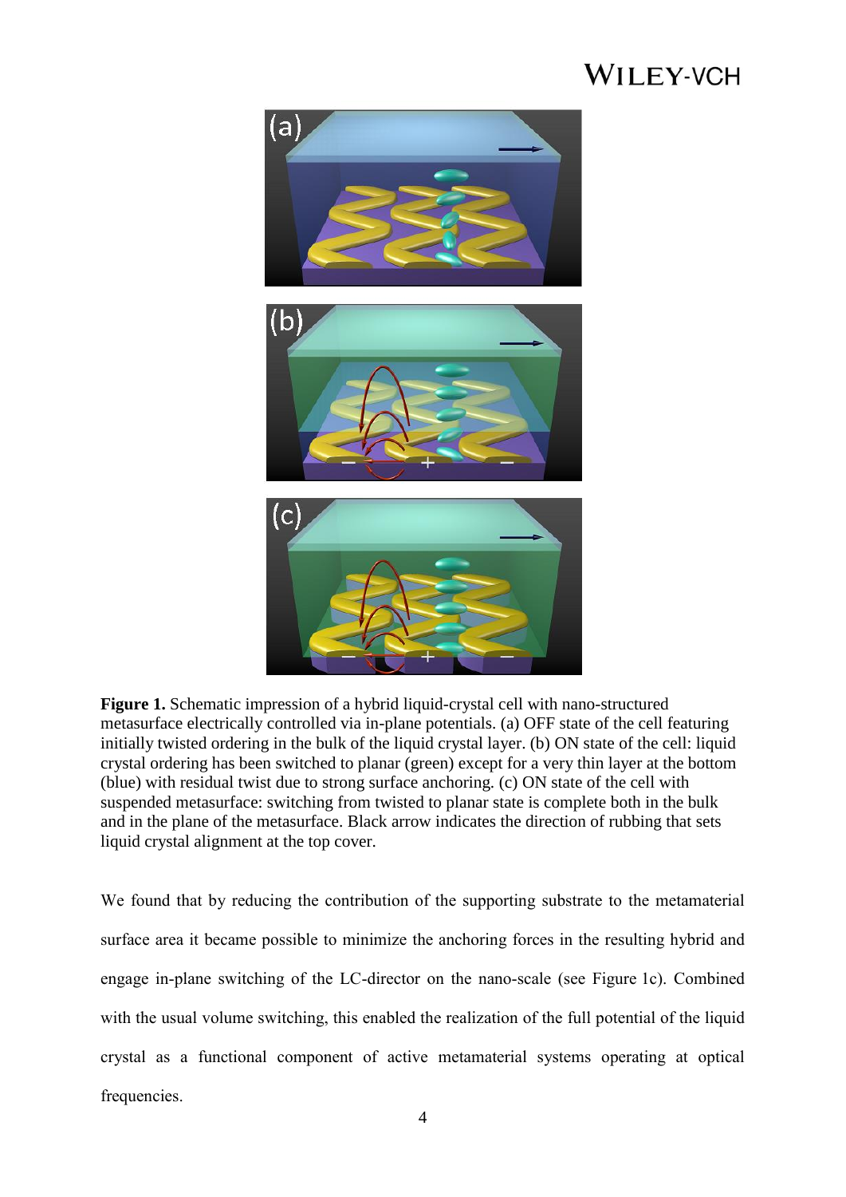**Figure 1.** Schematic impression of a hybrid liquid-crystal cell with nano-structured metasurface electrically controlled via in-plane potentials. (a) OFF state of the cell featuring initially twisted ordering in the bulk of the liquid crystal layer. (b) ON state of the cell: liquid crystal ordering has been switched to planar (green) except for a very thin layer at the bottom (blue) with residual twist due to strong surface anchoring. (c) ON state of the cell with suspended metasurface: switching from twisted to planar state is complete both in the bulk and in the plane of the metasurface. Black arrow indicates the direction of rubbing that sets liquid crystal alignment at the top cover.

We found that by reducing the contribution of the supporting substrate to the metamaterial surface area it became possible to minimize the anchoring forces in the resulting hybrid and engage in-plane switching of the LC-director on the nano-scale (see Figure 1c). Combined with the usual volume switching, this enabled the realization of the full potential of the liquid crystal as a functional component of active metamaterial systems operating at optical frequencies.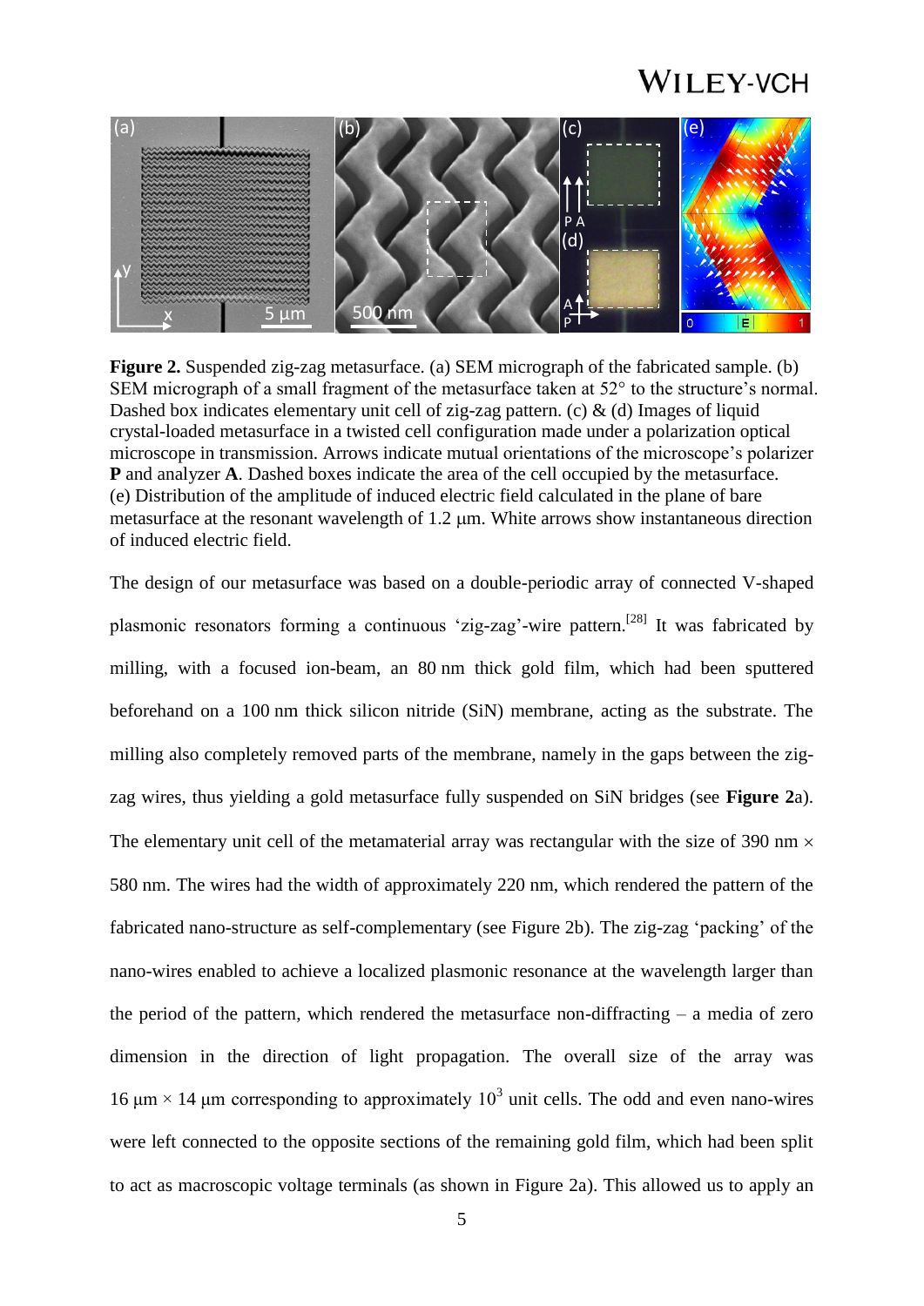**Figure 2.** Suspended zig-zag metasurface. (a) SEM micrograph of the fabricated sample. (b) SEM micrograph of a small fragment of the metasurface taken at 52° to the structure's normal. Dashed box indicates elementary unit cell of zig-zag pattern. (c) & (d) Images of liquid crystal-loaded metasurface in a twisted cell configuration made under a polarization optical microscope in transmission. Arrows indicate mutual orientations of the microscope's polarizer **P** and analyzer **A**. Dashed boxes indicate the area of the cell occupied by the metasurface. (e) Distribution of the amplitude of induced electric field calculated in the plane of bare metasurface at the resonant wavelength of 1.2 μm. White arrows show instantaneous direction of induced electric field.

The design of our metasurface was based on a double-periodic array of connected V-shaped plasmonic resonators forming a continuous 'zig-zag'-wire pattern.[28] It was fabricated by milling, with a focused ion-beam, an 80 nm thick gold film, which had been sputtered beforehand on a 100 nm thick silicon nitride (SiN) membrane, acting as the substrate. The milling also completely removed parts of the membrane, namely in the gaps between the zig-zag wires, thus yielding a gold metasurface fully suspended on SiN bridges (see **Figure 2**a). The elementary unit cell of the metamaterial array was rectangular with the size of 390 nm × 580 nm. The wires had the width of approximately 220 nm, which rendered the pattern of the fabricated nano-structure as self-complementary (see Figure 2b). The zig-zag 'packing' of the nano-wires enabled to achieve a localized plasmonic resonance at the wavelength larger than the period of the pattern, which rendered the metasurface non-diffracting – a media of zero dimension in the direction of light propagation. The overall size of the array was 16 μm × 14 μm corresponding to approximately $10^3$ unit cells. The odd and even nano-wires were left connected to the opposite sections of the remaining gold film, which had been split to act as macroscopic voltage terminals (as shown in Figure 2a). This allowed us to apply an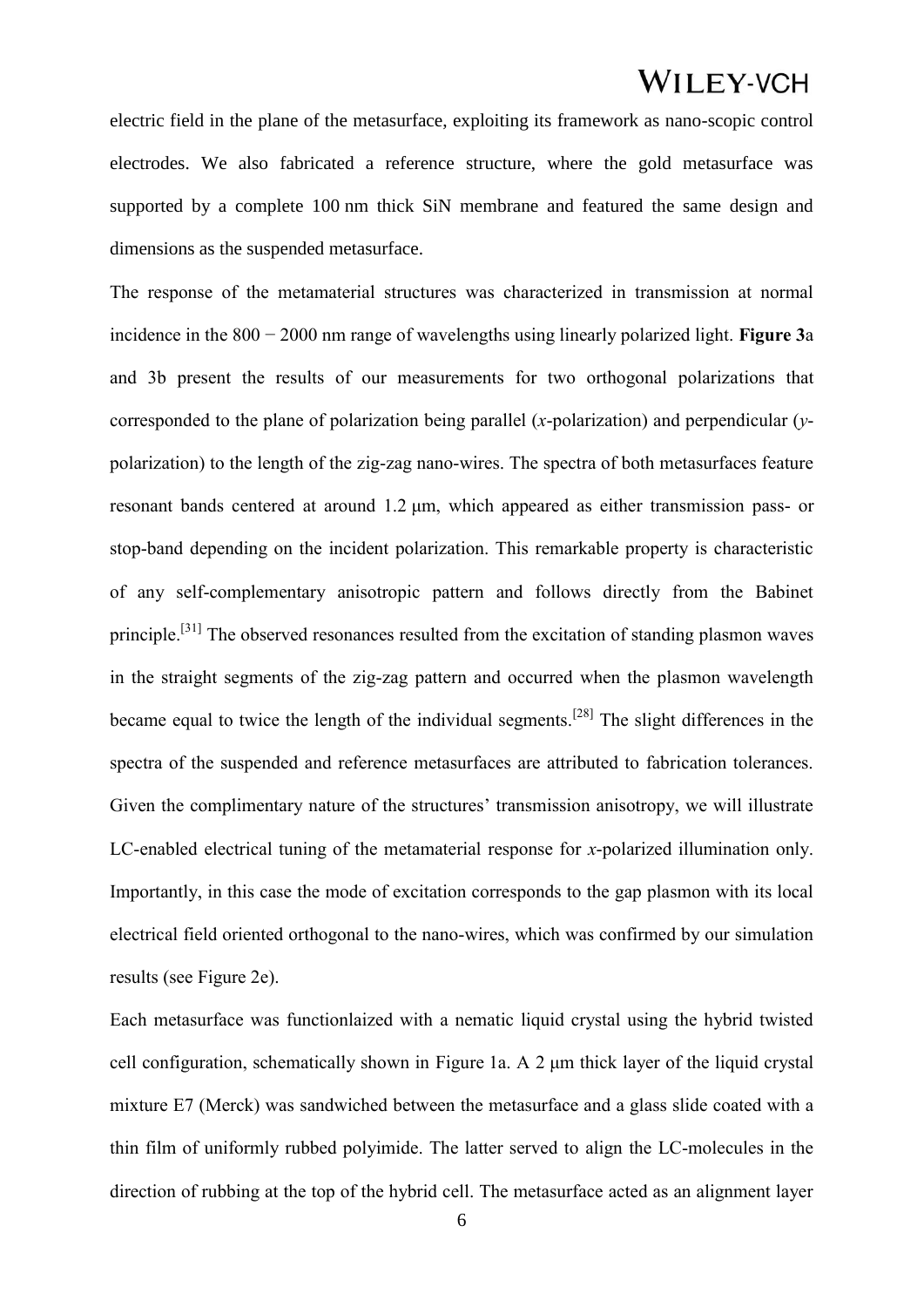electric field in the plane of the metasurface, exploiting its framework as nano-scopic control electrodes. We also fabricated a reference structure, where the gold metasurface was supported by a complete 100 nm thick SiN membrane and featured the same design and dimensions as the suspended metasurface.

The response of the metamaterial structures was characterized in transmission at normal incidence in the 800 − 2000 nm range of wavelengths using linearly polarized light. **Figure 3**a and 3b present the results of our measurements for two orthogonal polarizations that corresponded to the plane of polarization being parallel (*x*-polarization) and perpendicular (*y*-polarization) to the length of the zig-zag nano-wires. The spectra of both metasurfaces feature resonant bands centered at around 1.2 μm, which appeared as either transmission pass- or stop-band depending on the incident polarization. This remarkable property is characteristic of any self-complementary anisotropic pattern and follows directly from the Babinet principle.[31] The observed resonances resulted from the excitation of standing plasmon waves in the straight segments of the zig-zag pattern and occurred when the plasmon wavelength became equal to twice the length of the individual segments.[28] The slight differences in the spectra of the suspended and reference metasurfaces are attributed to fabrication tolerances. Given the complimentary nature of the structures' transmission anisotropy, we will illustrate LC-enabled electrical tuning of the metamaterial response for *x*-polarized illumination only. Importantly, in this case the mode of excitation corresponds to the gap plasmon with its local electrical field oriented orthogonal to the nano-wires, which was confirmed by our simulation results (see Figure 2e).

Each metasurface was functionlaized with a nematic liquid crystal using the hybrid twisted cell configuration, schematically shown in Figure 1a. A 2 μm thick layer of the liquid crystal mixture E7 (Merck) was sandwiched between the metasurface and a glass slide coated with a thin film of uniformly rubbed polyimide. The latter served to align the LC-molecules in the direction of rubbing at the top of the hybrid cell. The metasurface acted as an alignment layer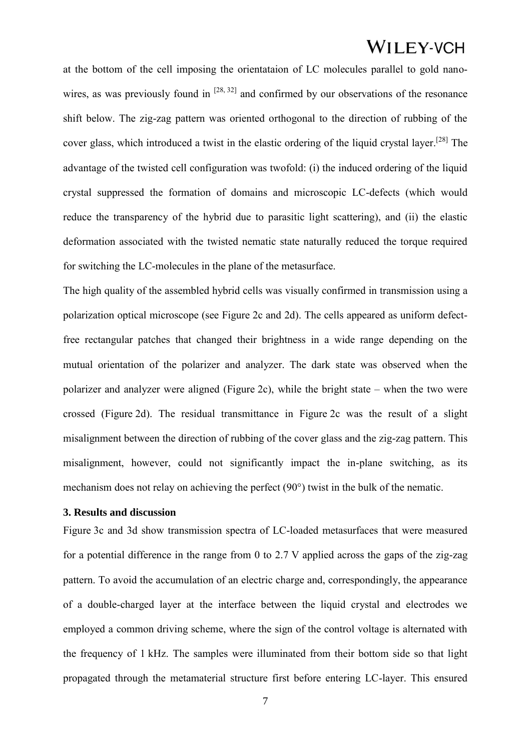at the bottom of the cell imposing the orientataion of LC molecules parallel to gold nano-wires, as was previously found in [28, 32] and confirmed by our observations of the resonance shift below. The zig-zag pattern was oriented orthogonal to the direction of rubbing of the cover glass, which introduced a twist in the elastic ordering of the liquid crystal layer.[28] The advantage of the twisted cell configuration was twofold: (i) the induced ordering of the liquid crystal suppressed the formation of domains and microscopic LC-defects (which would reduce the transparency of the hybrid due to parasitic light scattering), and (ii) the elastic deformation associated with the twisted nematic state naturally reduced the torque required for switching the LC-molecules in the plane of the metasurface.

The high quality of the assembled hybrid cells was visually confirmed in transmission using a polarization optical microscope (see Figure 2c and 2d). The cells appeared as uniform defect-free rectangular patches that changed their brightness in a wide range depending on the mutual orientation of the polarizer and analyzer. The dark state was observed when the polarizer and analyzer were aligned (Figure 2c), while the bright state – when the two were crossed (Figure 2d). The residual transmittance in Figure 2c was the result of a slight misalignment between the direction of rubbing of the cover glass and the zig-zag pattern. This misalignment, however, could not significantly impact the in-plane switching, as its mechanism does not relay on achieving the perfect (90°) twist in the bulk of the nematic.

### 3. Results and discussion

Figure 3c and 3d show transmission spectra of LC-loaded metasurfaces that were measured for a potential difference in the range from 0 to 2.7 V applied across the gaps of the zig-zag pattern. To avoid the accumulation of an electric charge and, correspondingly, the appearance of a double-charged layer at the interface between the liquid crystal and electrodes we employed a common driving scheme, where the sign of the control voltage is alternated with the frequency of 1 kHz. The samples were illuminated from their bottom side so that light propagated through the metamaterial structure first before entering LC-layer. This ensured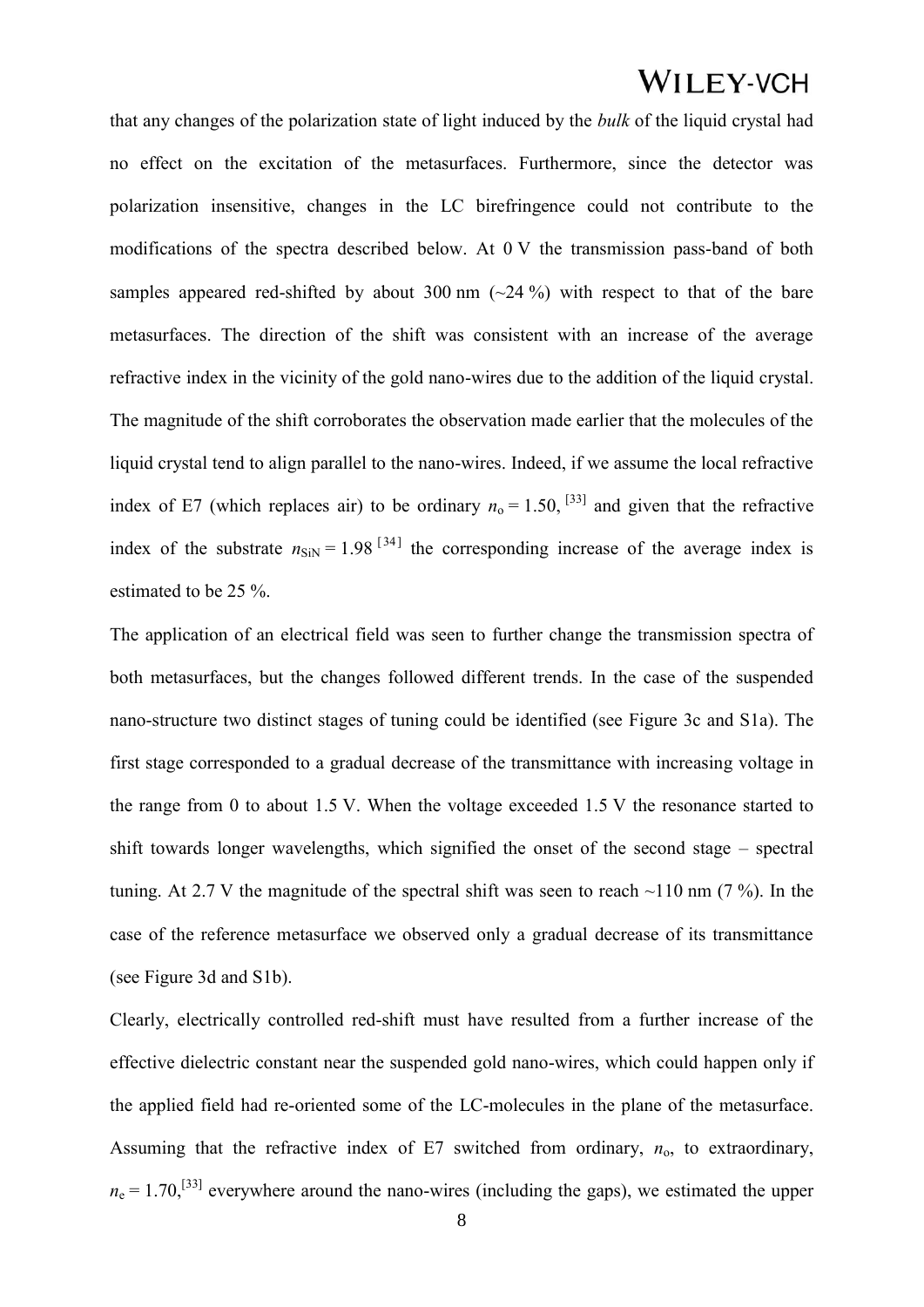that any changes of the polarization state of light induced by the *bulk* of the liquid crystal had no effect on the excitation of the metasurfaces. Furthermore, since the detector was polarization insensitive, changes in the LC birefringence could not contribute to the modifications of the spectra described below. At 0 V the transmission pass-band of both samples appeared red-shifted by about 300 nm (~24 %) with respect to that of the bare metasurfaces. The direction of the shift was consistent with an increase of the average refractive index in the vicinity of the gold nano-wires due to the addition of the liquid crystal. The magnitude of the shift corroborates the observation made earlier that the molecules of the liquid crystal tend to align parallel to the nano-wires. Indeed, if we assume the local refractive index of E7 (which replaces air) to be ordinary $n_o = 1.50$, [33] and given that the refractive index of the substrate $n_{SiN} = 1.98$ [34] the corresponding increase of the average index is estimated to be 25 %.

The application of an electrical field was seen to further change the transmission spectra of both metasurfaces, but the changes followed different trends. In the case of the suspended nano-structure two distinct stages of tuning could be identified (see Figure 3c and S1a). The first stage corresponded to a gradual decrease of the transmittance with increasing voltage in the range from 0 to about 1.5 V. When the voltage exceeded 1.5 V the resonance started to shift towards longer wavelengths, which signified the onset of the second stage – spectral tuning. At 2.7 V the magnitude of the spectral shift was seen to reach ~110 nm (7 %). In the case of the reference metasurface we observed only a gradual decrease of its transmittance (see Figure 3d and S1b).

Clearly, electrically controlled red-shift must have resulted from a further increase of the effective dielectric constant near the suspended gold nano-wires, which could happen only if the applied field had re-oriented some of the LC-molecules in the plane of the metasurface. Assuming that the refractive index of E7 switched from ordinary, $n_o$, to extraordinary, $n_e = 1.70$,[33] everywhere around the nano-wires (including the gaps), we estimated the upper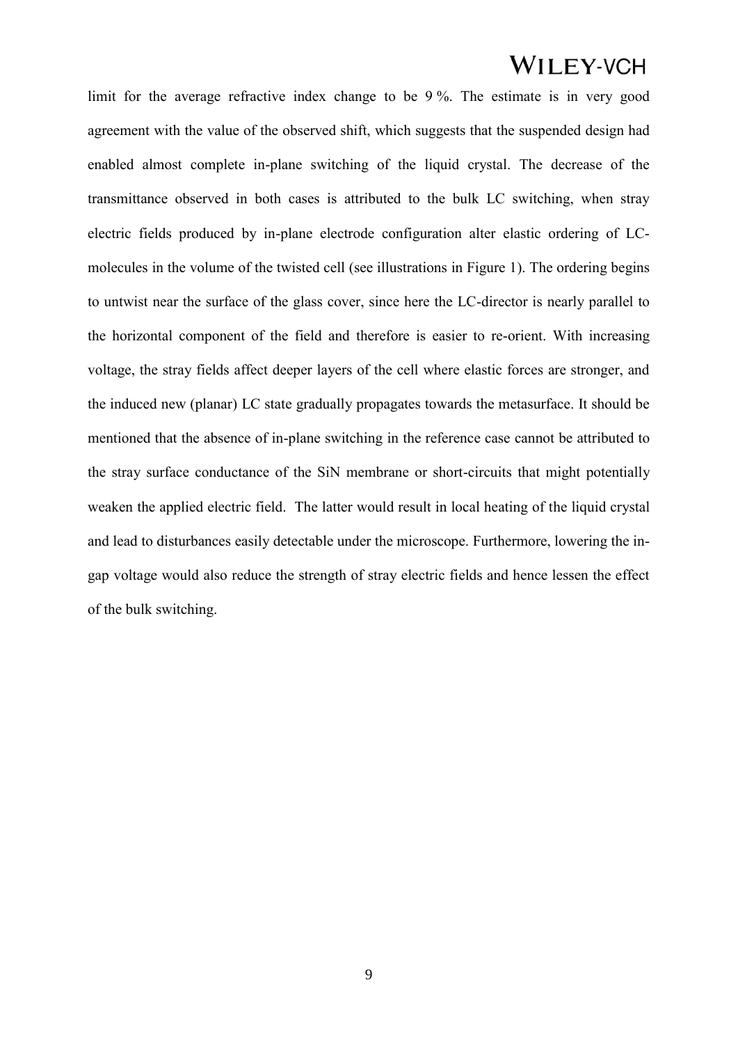limit for the average refractive index change to be 9 %. The estimate is in very good agreement with the value of the observed shift, which suggests that the suspended design had enabled almost complete in-plane switching of the liquid crystal. The decrease of the transmittance observed in both cases is attributed to the bulk LC switching, when stray electric fields produced by in-plane electrode configuration alter elastic ordering of LC-molecules in the volume of the twisted cell (see illustrations in Figure 1). The ordering begins to untwist near the surface of the glass cover, since here the LC-director is nearly parallel to the horizontal component of the field and therefore is easier to re-orient. With increasing voltage, the stray fields affect deeper layers of the cell where elastic forces are stronger, and the induced new (planar) LC state gradually propagates towards the metasurface. It should be mentioned that the absence of in-plane switching in the reference case cannot be attributed to the stray surface conductance of the SiN membrane or short-circuits that might potentially weaken the applied electric field. The latter would result in local heating of the liquid crystal and lead to disturbances easily detectable under the microscope. Furthermore, lowering the in-gap voltage would also reduce the strength of stray electric fields and hence lessen the effect of the bulk switching.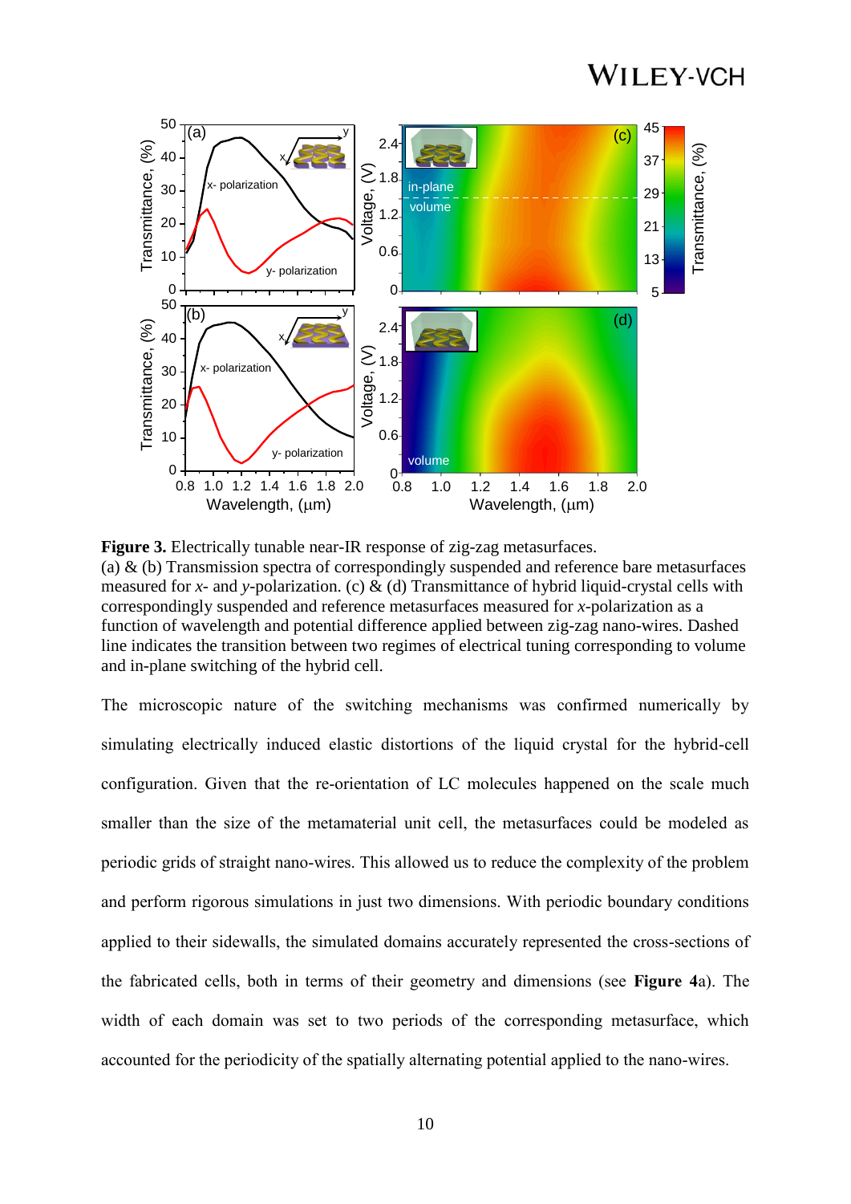**Figure 3.** Electrically tunable near-IR response of zig-zag metasurfaces.
(a) & (b) Transmission spectra of correspondingly suspended and reference bare metasurfaces measured for *x*- and *y*-polarization. (c) & (d) Transmittance of hybrid liquid-crystal cells with correspondingly suspended and reference metasurfaces measured for *x*-polarization as a function of wavelength and potential difference applied between zig-zag nano-wires. Dashed line indicates the transition between two regimes of electrical tuning corresponding to volume and in-plane switching of the hybrid cell.

The microscopic nature of the switching mechanisms was confirmed numerically by simulating electrically induced elastic distortions of the liquid crystal for the hybrid-cell configuration. Given that the re-orientation of LC molecules happened on the scale much smaller than the size of the metamaterial unit cell, the metasurfaces could be modeled as periodic grids of straight nano-wires. This allowed us to reduce the complexity of the problem and perform rigorous simulations in just two dimensions. With periodic boundary conditions applied to their sidewalls, the simulated domains accurately represented the cross-sections of the fabricated cells, both in terms of their geometry and dimensions (see **Figure 4**a). The width of each domain was set to two periods of the corresponding metasurface, which accounted for the periodicity of the spatially alternating potential applied to the nano-wires.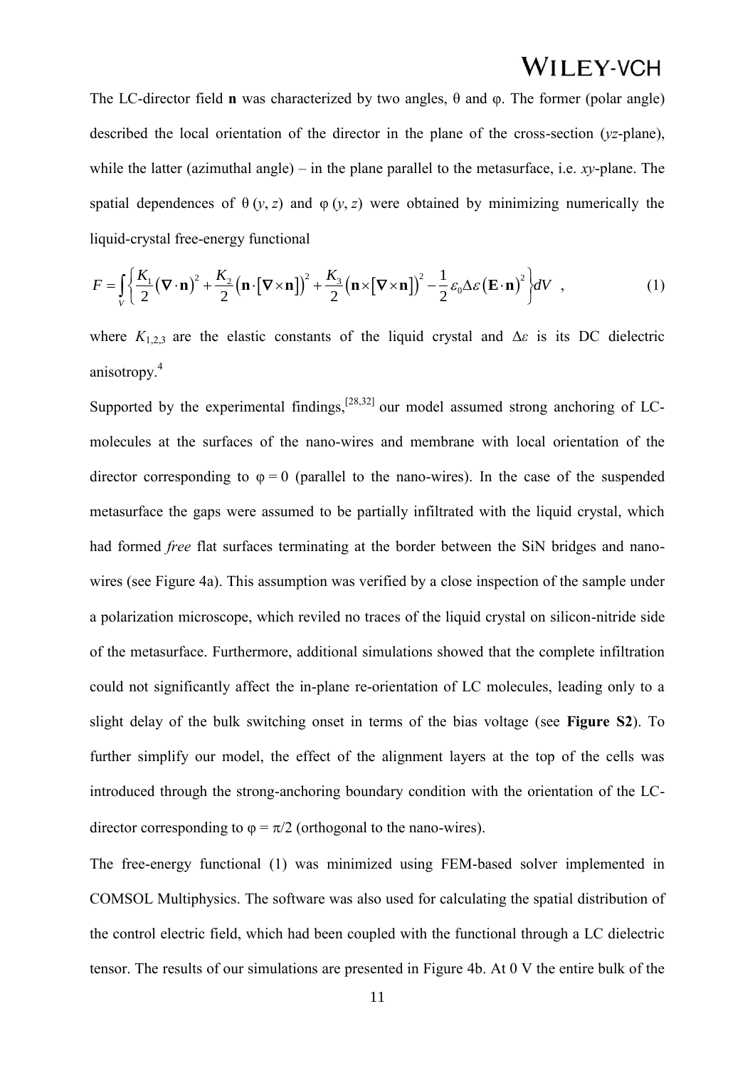The LC-director field **n** was characterized by two angles, θ and φ. The former (polar angle) described the local orientation of the director in the plane of the cross-section (*yz*-plane), while the latter (azimuthal angle) – in the plane parallel to the metasurface, i.e. *xy*-plane. The spatial dependences of $\theta\,(y, z)$ and $\varphi\,(y, z)$ were obtained by minimizing numerically the liquid-crystal free-energy functional

$$F = \int_V \left\{ \frac{K_1}{2}(\nabla \cdot \mathbf{n})^2 + \frac{K_2}{2}\left(\mathbf{n} \cdot [\nabla \times \mathbf{n}]\right)^2 + \frac{K_3}{2}\left(\mathbf{n} \times [\nabla \times \mathbf{n}]\right)^2 - \frac{1}{2}\varepsilon_0 \Delta\varepsilon (\mathbf{E} \cdot \mathbf{n})^2 \right\} dV \ , \qquad (1)$$

where $K_{1,2,3}$ are the elastic constants of the liquid crystal and $\Delta\varepsilon$ is its DC dielectric anisotropy.[4]

Supported by the experimental findings,[28,32] our model assumed strong anchoring of LC-molecules at the surfaces of the nano-wires and membrane with local orientation of the director corresponding to $\varphi = 0$ (parallel to the nano-wires). In the case of the suspended metasurface the gaps were assumed to be partially infiltrated with the liquid crystal, which had formed *free* flat surfaces terminating at the border between the SiN bridges and nano-wires (see Figure 4a). This assumption was verified by a close inspection of the sample under a polarization microscope, which reviled no traces of the liquid crystal on silicon-nitride side of the metasurface. Furthermore, additional simulations showed that the complete infiltration could not significantly affect the in-plane re-orientation of LC molecules, leading only to a slight delay of the bulk switching onset in terms of the bias voltage (see **Figure S2**). To further simplify our model, the effect of the alignment layers at the top of the cells was introduced through the strong-anchoring boundary condition with the orientation of the LC-director corresponding to $\varphi = \pi/2$ (orthogonal to the nano-wires).

The free-energy functional (1) was minimized using FEM-based solver implemented in COMSOL Multiphysics. The software was also used for calculating the spatial distribution of the control electric field, which had been coupled with the functional through a LC dielectric tensor. The results of our simulations are presented in Figure 4b. At 0 V the entire bulk of the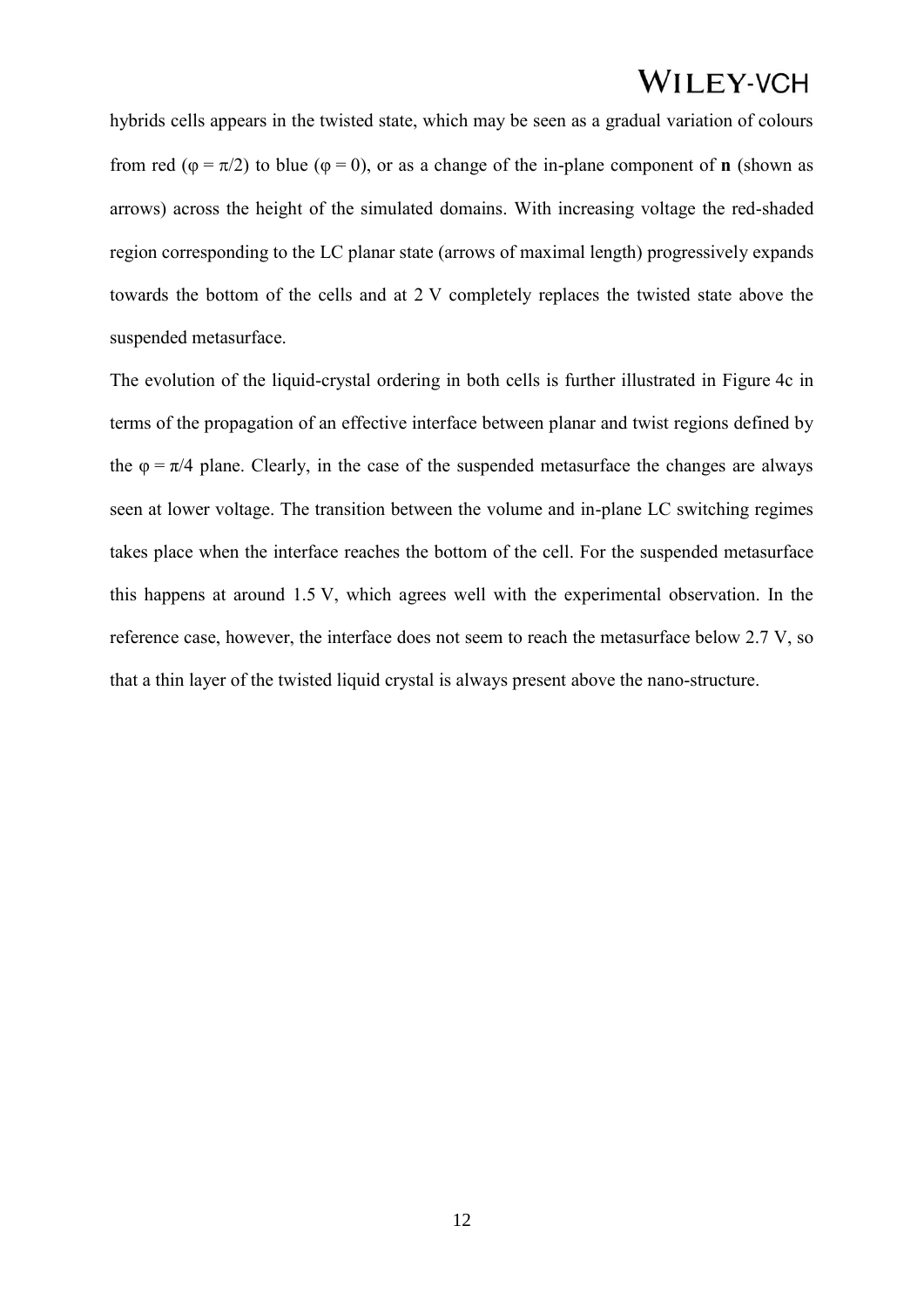hybrids cells appears in the twisted state, which may be seen as a gradual variation of colours from red ($\varphi = \pi/2$) to blue ($\varphi = 0$), or as a change of the in-plane component of **n** (shown as arrows) across the height of the simulated domains. With increasing voltage the red-shaded region corresponding to the LC planar state (arrows of maximal length) progressively expands towards the bottom of the cells and at 2 V completely replaces the twisted state above the suspended metasurface.

The evolution of the liquid-crystal ordering in both cells is further illustrated in Figure 4c in terms of the propagation of an effective interface between planar and twist regions defined by the $\varphi = \pi/4$ plane. Clearly, in the case of the suspended metasurface the changes are always seen at lower voltage. The transition between the volume and in-plane LC switching regimes takes place when the interface reaches the bottom of the cell. For the suspended metasurface this happens at around 1.5 V, which agrees well with the experimental observation. In the reference case, however, the interface does not seem to reach the metasurface below 2.7 V, so that a thin layer of the twisted liquid crystal is always present above the nano-structure.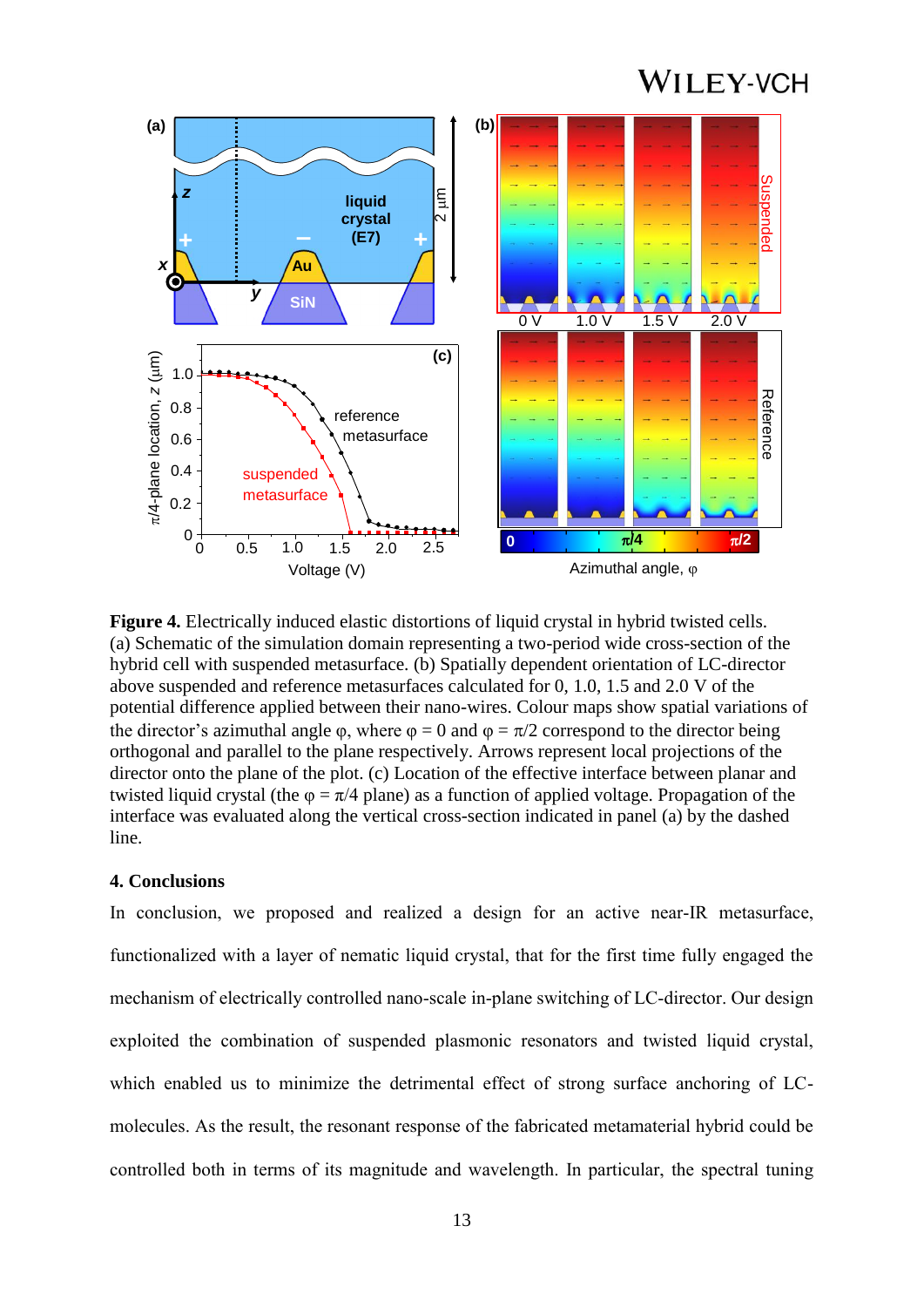**Figure 4.** Electrically induced elastic distortions of liquid crystal in hybrid twisted cells. (a) Schematic of the simulation domain representing a two-period wide cross-section of the hybrid cell with suspended metasurface. (b) Spatially dependent orientation of LC-director above suspended and reference metasurfaces calculated for 0, 1.0, 1.5 and 2.0 V of the potential difference applied between their nano-wires. Colour maps show spatial variations of the director's azimuthal angle φ, where φ = 0 and φ = π/2 correspond to the director being orthogonal and parallel to the plane respectively. Arrows represent local projections of the director onto the plane of the plot. (c) Location of the effective interface between planar and twisted liquid crystal (the φ = π/4 plane) as a function of applied voltage. Propagation of the interface was evaluated along the vertical cross-section indicated in panel (a) by the dashed line.

## 4. Conclusions

In conclusion, we proposed and realized a design for an active near-IR metasurface, functionalized with a layer of nematic liquid crystal, that for the first time fully engaged the mechanism of electrically controlled nano-scale in-plane switching of LC-director. Our design exploited the combination of suspended plasmonic resonators and twisted liquid crystal, which enabled us to minimize the detrimental effect of strong surface anchoring of LC-molecules. As the result, the resonant response of the fabricated metamaterial hybrid could be controlled both in terms of its magnitude and wavelength. In particular, the spectral tuning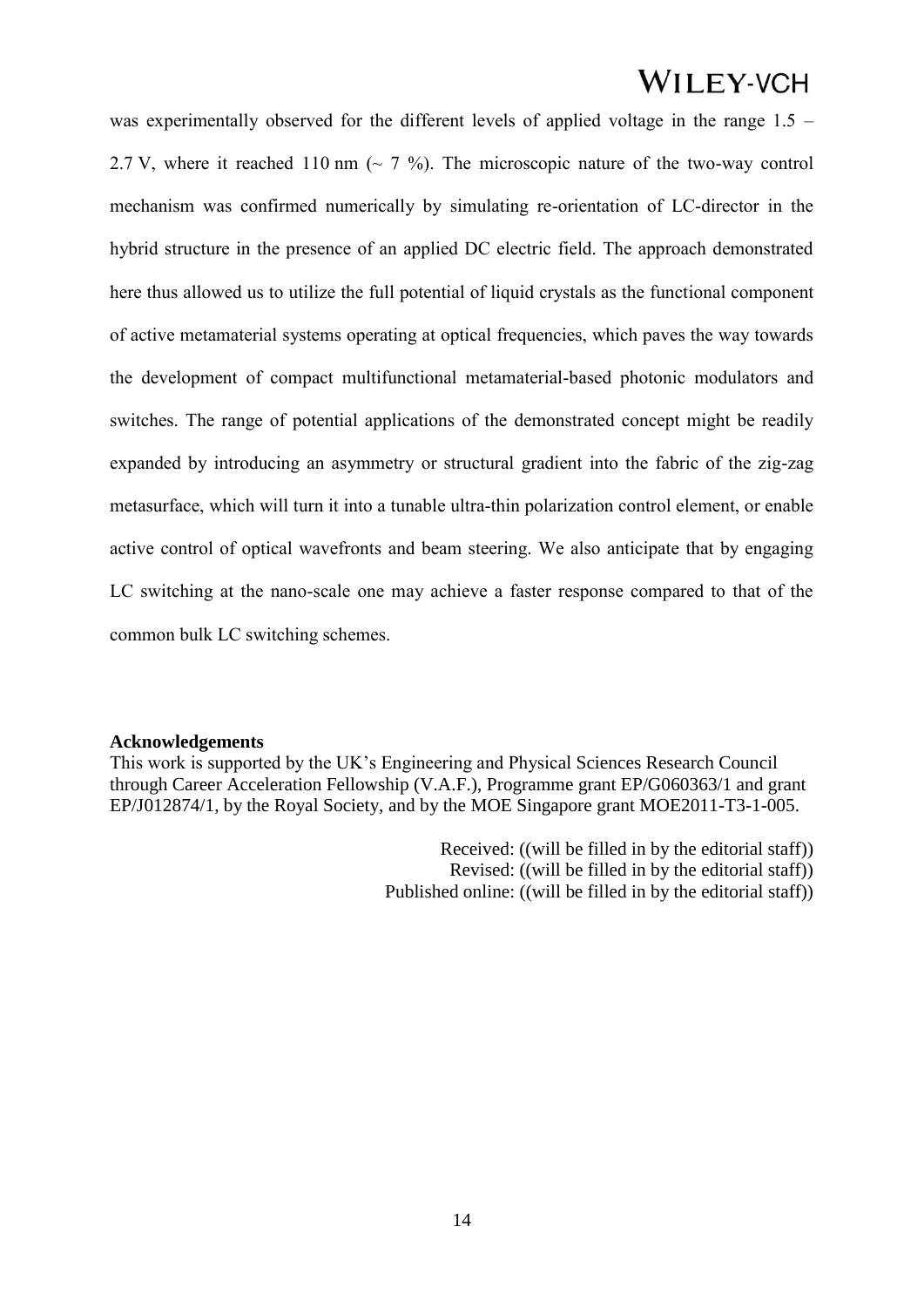was experimentally observed for the different levels of applied voltage in the range 1.5 – 2.7 V, where it reached 110 nm (~ 7 %). The microscopic nature of the two-way control mechanism was confirmed numerically by simulating re-orientation of LC-director in the hybrid structure in the presence of an applied DC electric field. The approach demonstrated here thus allowed us to utilize the full potential of liquid crystals as the functional component of active metamaterial systems operating at optical frequencies, which paves the way towards the development of compact multifunctional metamaterial-based photonic modulators and switches. The range of potential applications of the demonstrated concept might be readily expanded by introducing an asymmetry or structural gradient into the fabric of the zig-zag metasurface, which will turn it into a tunable ultra-thin polarization control element, or enable active control of optical wavefronts and beam steering. We also anticipate that by engaging LC switching at the nano-scale one may achieve a faster response compared to that of the common bulk LC switching schemes.

**Acknowledgements**

This work is supported by the UK's Engineering and Physical Sciences Research Council through Career Acceleration Fellowship (V.A.F.), Programme grant EP/G060363/1 and grant EP/J012874/1, by the Royal Society, and by the MOE Singapore grant MOE2011-T3-1-005.

Received: ((will be filled in by the editorial staff))
Revised: ((will be filled in by the editorial staff))
Published online: ((will be filled in by the editorial staff))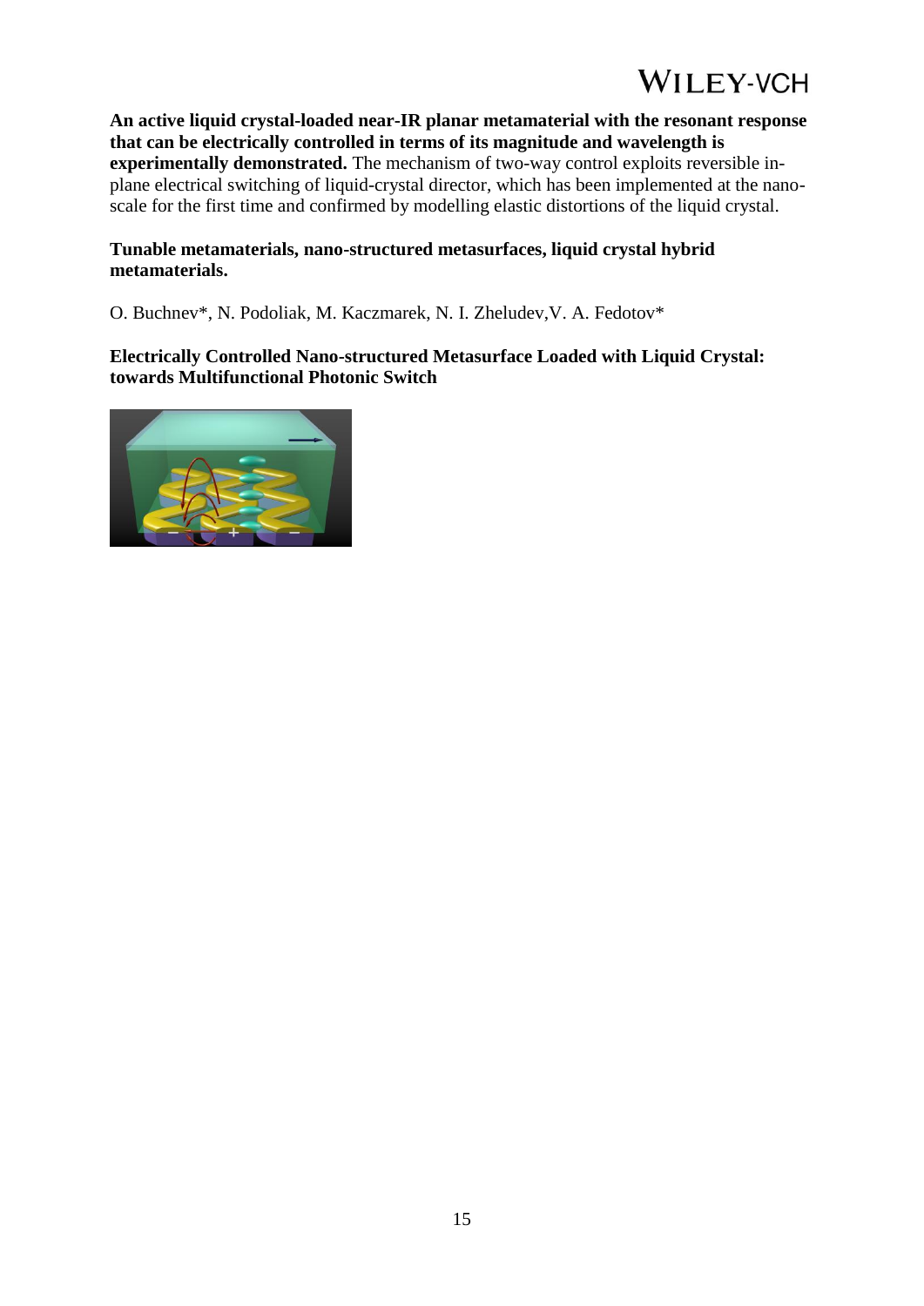**An active liquid crystal-loaded near-IR planar metamaterial with the resonant response that can be electrically controlled in terms of its magnitude and wavelength is experimentally demonstrated.** The mechanism of two-way control exploits reversible in-plane electrical switching of liquid-crystal director, which has been implemented at the nano-scale for the first time and confirmed by modelling elastic distortions of the liquid crystal.

**Tunable metamaterials, nano-structured metasurfaces, liquid crystal hybrid metamaterials.**

O. Buchnev*, N. Podoliak, M. Kaczmarek, N. I. Zheludev,V. A. Fedotov*

**Electrically Controlled Nano-structured Metasurface Loaded with Liquid Crystal: towards Multifunctional Photonic Switch**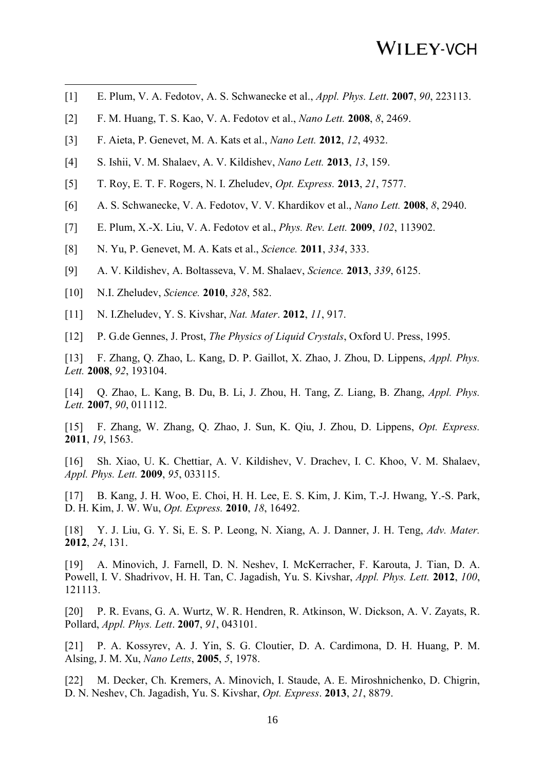[1] E. Plum, V. A. Fedotov, A. S. Schwanecke et al., *Appl. Phys. Lett*. **2007**, *90*, 223113.

[2] F. M. Huang, T. S. Kao, V. A. Fedotov et al., *Nano Lett.* **2008**, *8*, 2469.

[3] F. Aieta, P. Genevet, M. A. Kats et al., *Nano Lett.* **2012**, *12*, 4932.

[4] S. Ishii, V. M. Shalaev, A. V. Kildishev, *Nano Lett.* **2013**, *13*, 159.

[5] T. Roy, E. T. F. Rogers, N. I. Zheludev, *Opt. Express.* **2013**, *21*, 7577.

[6] A. S. Schwanecke, V. A. Fedotov, V. V. Khardikov et al., *Nano Lett.* **2008**, *8*, 2940.

[7] E. Plum, X.-X. Liu, V. A. Fedotov et al., *Phys. Rev. Lett.* **2009**, *102*, 113902.

[8] N. Yu, P. Genevet, M. A. Kats et al., *Science.* **2011**, *334*, 333.

[9] A. V. Kildishev, A. Boltasseva, V. M. Shalaev, *Science.* **2013**, *339*, 6125.

[10] N.I. Zheludev, *Science.* **2010**, *328*, 582.

[11] N. I.Zheludev, Y. S. Kivshar, *Nat. Mater*. **2012**, *11*, 917.

[12] P. G.de Gennes, J. Prost, *The Physics of Liquid Crystals*, Oxford U. Press, 1995.

[13] F. Zhang, Q. Zhao, L. Kang, D. P. Gaillot, X. Zhao, J. Zhou, D. Lippens, *Appl. Phys. Lett.* **2008**, *92*, 193104.

[14] Q. Zhao, L. Kang, B. Du, B. Li, J. Zhou, H. Tang, Z. Liang, B. Zhang, *Appl. Phys. Lett.* **2007**, *90*, 011112.

[15] F. Zhang, W. Zhang, Q. Zhao, J. Sun, K. Qiu, J. Zhou, D. Lippens, *Opt. Express.* **2011**, *19*, 1563.

[16] Sh. Xiao, U. K. Chettiar, A. V. Kildishev, V. Drachev, I. C. Khoo, V. M. Shalaev, *Appl. Phys. Lett.* **2009**, *95*, 033115.

[17] B. Kang, J. H. Woo, E. Choi, H. H. Lee, E. S. Kim, J. Kim, T.-J. Hwang, Y.-S. Park, D. H. Kim, J. W. Wu, *Opt. Express.* **2010**, *18*, 16492.

[18] Y. J. Liu, G. Y. Si, E. S. P. Leong, N. Xiang, A. J. Danner, J. H. Teng, *Adv. Mater.* **2012**, *24*, 131.

[19] A. Minovich, J. Farnell, D. N. Neshev, I. McKerracher, F. Karouta, J. Tian, D. A. Powell, I. V. Shadrivov, H. H. Tan, C. Jagadish, Yu. S. Kivshar, *Appl. Phys. Lett.* **2012**, *100*, 121113.

[20] P. R. Evans, G. A. Wurtz, W. R. Hendren, R. Atkinson, W. Dickson, A. V. Zayats, R. Pollard, *Appl. Phys. Lett*. **2007**, *91*, 043101.

[21] P. A. Kossyrev, A. J. Yin, S. G. Cloutier, D. A. Cardimona, D. H. Huang, P. M. Alsing, J. M. Xu, *Nano Letts*, **2005**, *5*, 1978.

[22] M. Decker, Ch. Kremers, A. Minovich, I. Staude, A. E. Miroshnichenko, D. Chigrin, D. N. Neshev, Ch. Jagadish, Yu. S. Kivshar, *Opt. Express*. **2013**, *21*, 8879.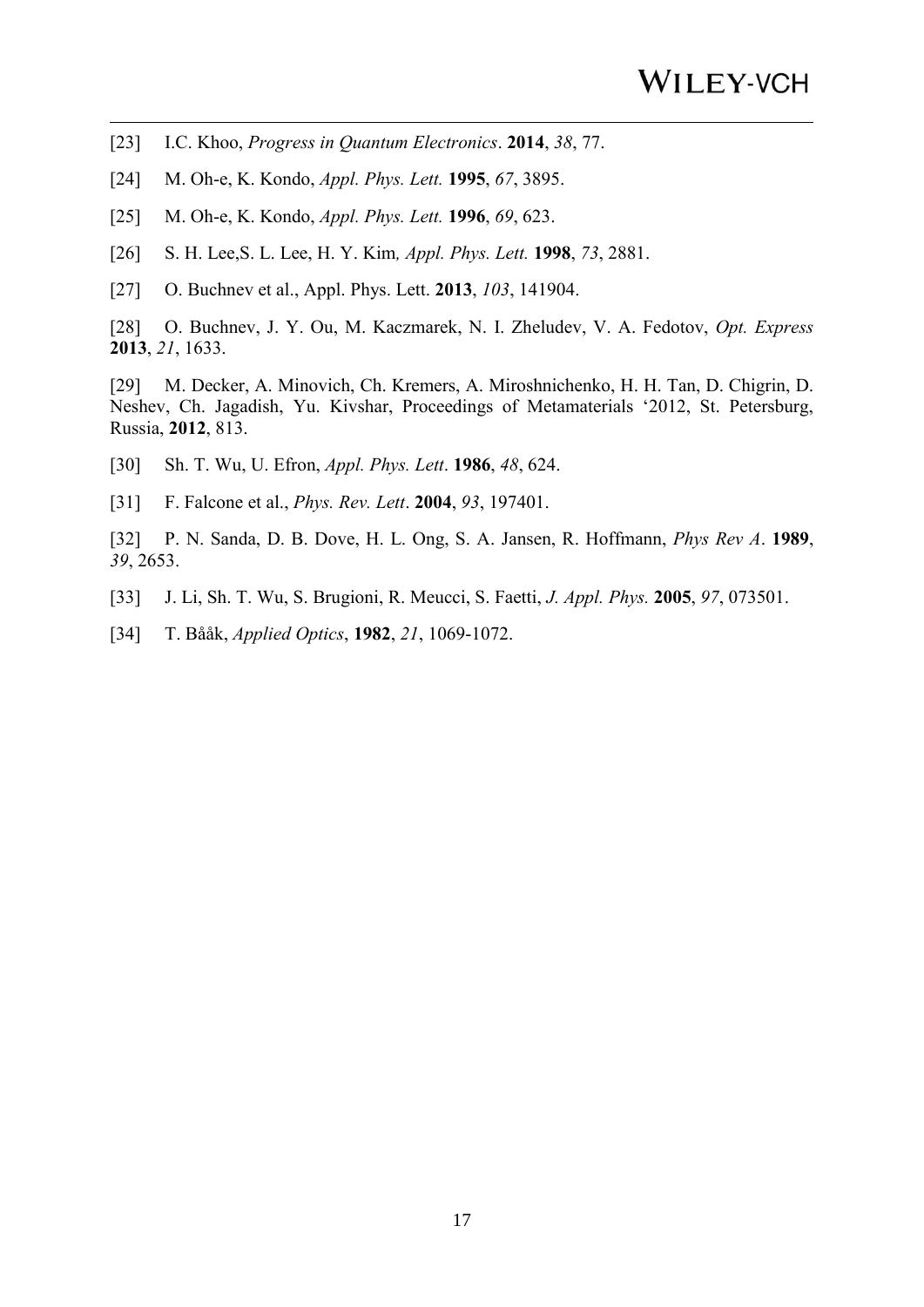[23] I.C. Khoo, *Progress in Quantum Electronics*. **2014**, *38*, 77.

[24] M. Oh-e, K. Kondo, *Appl. Phys. Lett.* **1995**, *67*, 3895.

[25] M. Oh-e, K. Kondo, *Appl. Phys. Lett.* **1996**, *69*, 623.

[26] S. H. Lee,S. L. Lee, H. Y. Kim*, Appl. Phys. Lett.* **1998**, *73*, 2881.

[27] O. Buchnev et al., Appl. Phys. Lett. **2013**, *103*, 141904.

[28] O. Buchnev, J. Y. Ou, M. Kaczmarek, N. I. Zheludev, V. A. Fedotov, *Opt. Express* **2013**, *21*, 1633.

[29] M. Decker, A. Minovich, Ch. Kremers, A. Miroshnichenko, H. H. Tan, D. Chigrin, D. Neshev, Ch. Jagadish, Yu. Kivshar, Proceedings of Metamaterials '2012, St. Petersburg, Russia, **2012**, 813.

[30] Sh. T. Wu, U. Efron, *Appl. Phys. Lett*. **1986**, *48*, 624.

[31] F. Falcone et al., *Phys. Rev. Lett*. **2004**, *93*, 197401.

[32] P. N. Sanda, D. B. Dove, H. L. Ong, S. A. Jansen, R. Hoffmann, *Phys Rev A*. **1989**, *39*, 2653.

[33] J. Li, Sh. T. Wu, S. Brugioni, R. Meucci, S. Faetti, *J. Appl. Phys.* **2005**, *97*, 073501.

[34] T. Bååk, *Applied Optics*, **1982**, *21*, 1069-1072.